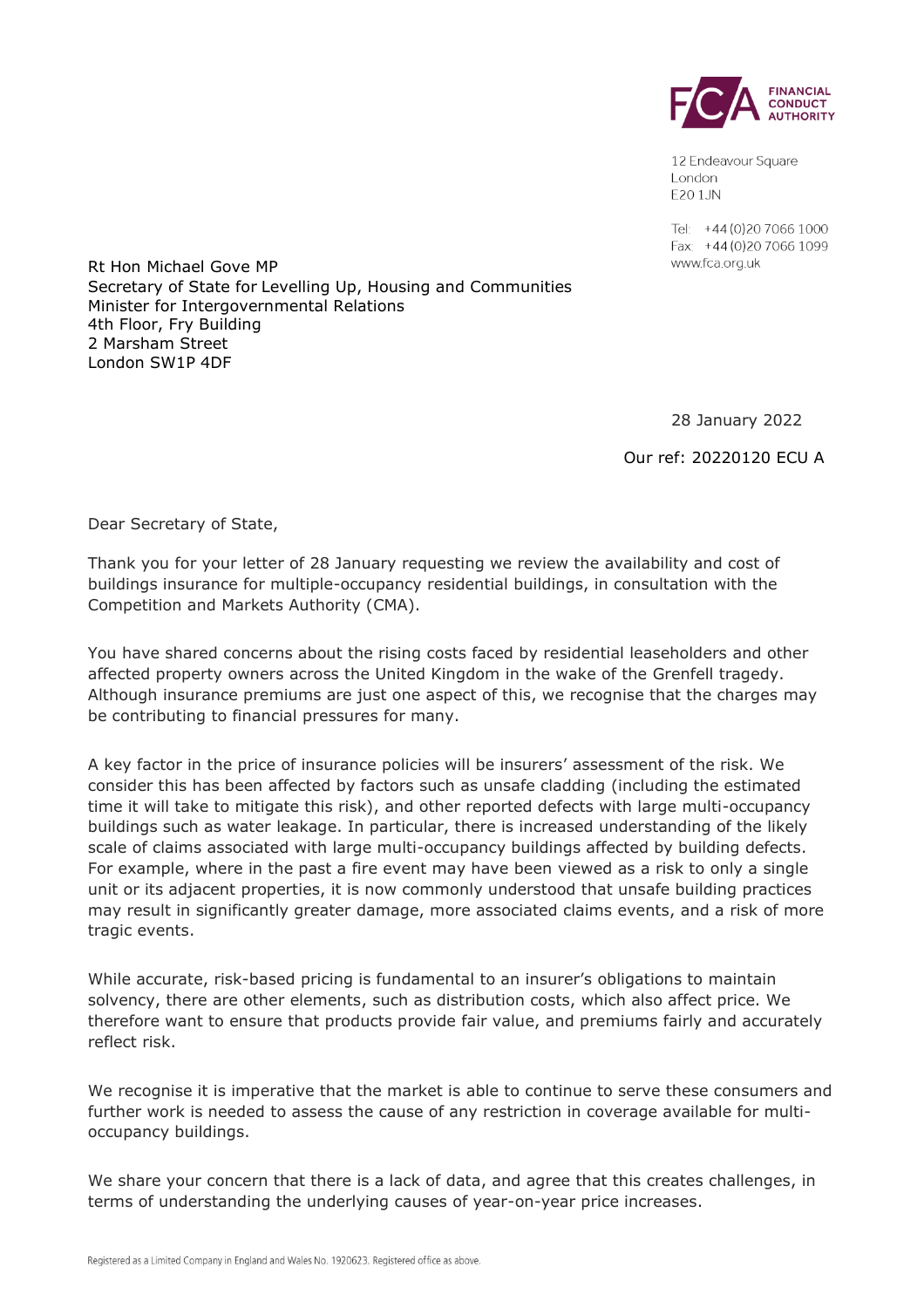FINANCIAL CONDUCT AUTHORITY

12 Endeavour Square
London
E20 1JN

Tel: +44 (0)20 7066 1000
Fax: +44 (0)20 7066 1099
www.fca.org.uk

Rt Hon Michael Gove MP
Secretary of State for Levelling Up, Housing and Communities
Minister for Intergovernmental Relations
4th Floor, Fry Building
2 Marsham Street
London SW1P 4DF

28 January 2022

Our ref: 20220120 ECU A

Dear Secretary of State,

Thank you for your letter of 28 January requesting we review the availability and cost of buildings insurance for multiple-occupancy residential buildings, in consultation with the Competition and Markets Authority (CMA).

You have shared concerns about the rising costs faced by residential leaseholders and other affected property owners across the United Kingdom in the wake of the Grenfell tragedy. Although insurance premiums are just one aspect of this, we recognise that the charges may be contributing to financial pressures for many.

A key factor in the price of insurance policies will be insurers' assessment of the risk. We consider this has been affected by factors such as unsafe cladding (including the estimated time it will take to mitigate this risk), and other reported defects with large multi-occupancy buildings such as water leakage. In particular, there is increased understanding of the likely scale of claims associated with large multi-occupancy buildings affected by building defects. For example, where in the past a fire event may have been viewed as a risk to only a single unit or its adjacent properties, it is now commonly understood that unsafe building practices may result in significantly greater damage, more associated claims events, and a risk of more tragic events.

While accurate, risk-based pricing is fundamental to an insurer's obligations to maintain solvency, there are other elements, such as distribution costs, which also affect price. We therefore want to ensure that products provide fair value, and premiums fairly and accurately reflect risk.

We recognise it is imperative that the market is able to continue to serve these consumers and further work is needed to assess the cause of any restriction in coverage available for multi-occupancy buildings.

We share your concern that there is a lack of data, and agree that this creates challenges, in terms of understanding the underlying causes of year-on-year price increases.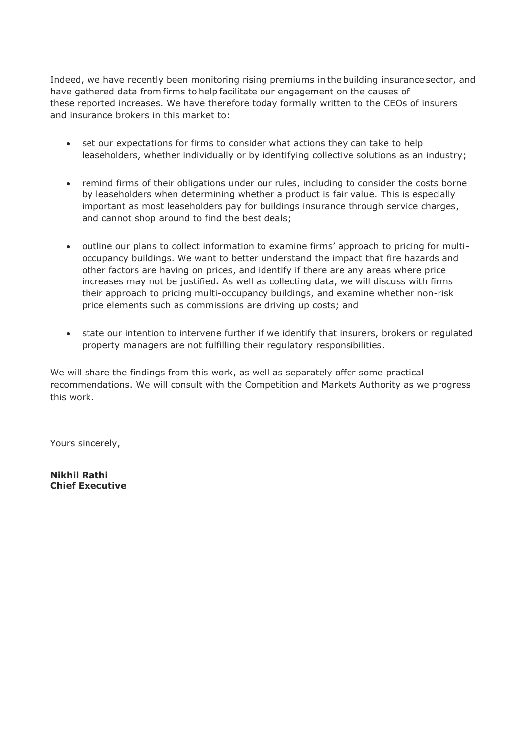Indeed, we have recently been monitoring rising premiums in the building insurance sector, and have gathered data from firms to help facilitate our engagement on the causes of these reported increases. We have therefore today formally written to the CEOs of insurers and insurance brokers in this market to:

- set our expectations for firms to consider what actions they can take to help leaseholders, whether individually or by identifying collective solutions as an industry;
- remind firms of their obligations under our rules, including to consider the costs borne by leaseholders when determining whether a product is fair value. This is especially important as most leaseholders pay for buildings insurance through service charges, and cannot shop around to find the best deals;
- outline our plans to collect information to examine firms' approach to pricing for multi-occupancy buildings. We want to better understand the impact that fire hazards and other factors are having on prices, and identify if there are any areas where price increases may not be justified**.** As well as collecting data, we will discuss with firms their approach to pricing multi-occupancy buildings, and examine whether non-risk price elements such as commissions are driving up costs; and
- state our intention to intervene further if we identify that insurers, brokers or regulated property managers are not fulfilling their regulatory responsibilities.

We will share the findings from this work, as well as separately offer some practical recommendations. We will consult with the Competition and Markets Authority as we progress this work.

Yours sincerely,

**Nikhil Rathi**
**Chief Executive**